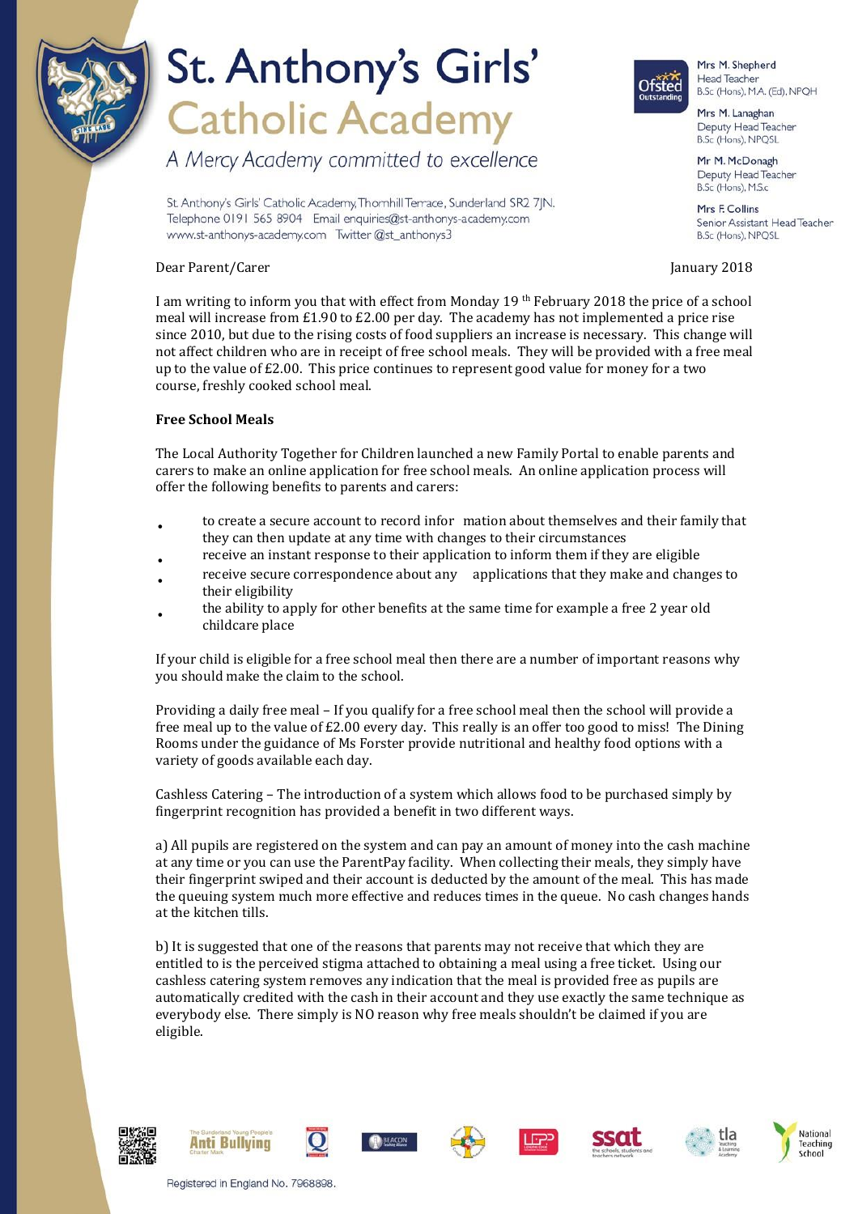# St. Anthony's Girls' Catholic Academy

*A Mercy Academy committed to excellence*

St. Anthony's Girls' Catholic Academy, Thornhill Terrace, Sunderland SR2 7JN.
Telephone 0191 565 8904 Email enquiries@st-anthonys-academy.com
www.st-anthonys-academy.com Twitter @st_anthonys3

Mrs M. Shepherd
Head Teacher
B.Sc (Hons), M.A. (Ed), NPQH

Mrs M. Lanaghan
Deputy Head Teacher
B.Sc (Hons), NPQSL

Mr M. McDonagh
Deputy Head Teacher
B.Sc (Hons), M.Sc

Mrs F. Collins
Senior Assistant Head Teacher
B.Sc (Hons), NPQSL

Dear Parent/Carer

January 2018

I am writing to inform you that with effect from Monday 19th February 2018 the price of a school meal will increase from £1.90 to £2.00 per day. The academy has not implemented a price rise since 2010, but due to the rising costs of food suppliers an increase is necessary. This change will not affect children who are in receipt of free school meals. They will be provided with a free meal up to the value of £2.00. This price continues to represent good value for money for a two course, freshly cooked school meal.

**Free School Meals**

The Local Authority Together for Children launched a new Family Portal to enable parents and carers to make an online application for free school meals. An online application process will offer the following benefits to parents and carers:

- to create a secure account to record information about themselves and their family that they can then update at any time with changes to their circumstances
- receive an instant response to their application to inform them if they are eligible
- receive secure correspondence about any applications that they make and changes to their eligibility
- the ability to apply for other benefits at the same time for example a free 2 year old childcare place

If your child is eligible for a free school meal then there are a number of important reasons why you should make the claim to the school.

Providing a daily free meal – If you qualify for a free school meal then the school will provide a free meal up to the value of £2.00 every day. This really is an offer too good to miss! The Dining Rooms under the guidance of Ms Forster provide nutritional and healthy food options with a variety of goods available each day.

Cashless Catering – The introduction of a system which allows food to be purchased simply by fingerprint recognition has provided a benefit in two different ways.

a) All pupils are registered on the system and can pay an amount of money into the cash machine at any time or you can use the ParentPay facility. When collecting their meals, they simply have their fingerprint swiped and their account is deducted by the amount of the meal. This has made the queuing system much more effective and reduces times in the queue. No cash changes hands at the kitchen tills.

b) It is suggested that one of the reasons that parents may not receive that which they are entitled to is the perceived stigma attached to obtaining a meal using a free ticket. Using our cashless catering system removes any indication that the meal is provided free as pupils are automatically credited with the cash in their account and they use exactly the same technique as everybody else. There simply is NO reason why free meals shouldn't be claimed if you are eligible.

Registered in England No. 7968898.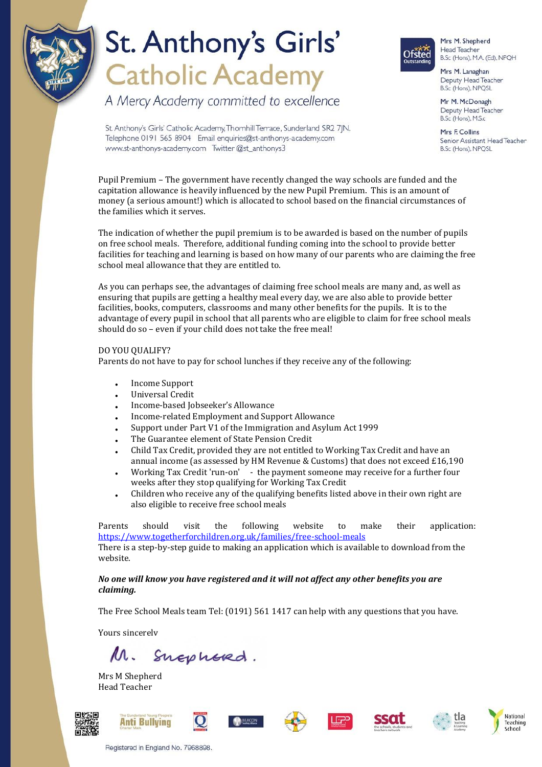# St. Anthony's Girls' Catholic Academy

*A Mercy Academy committed to excellence*

St. Anthony's Girls' Catholic Academy, Thornhill Terrace, Sunderland SR2 7JN.
Telephone 0191 565 8904 Email enquiries@st-anthonys-academy.com
www.st-anthonys-academy.com Twitter @st_anthonys3

Mrs M. Shepherd
Head Teacher
B.Sc (Hons), M.A. (Ed), NPQH

Mrs M. Lanaghan
Deputy Head Teacher
B.Sc (Hons), NPQSL

Mr M. McDonagh
Deputy Head Teacher
B.Sc (Hons), M.Sc

Mrs F. Collins
Senior Assistant Head Teacher
B.Sc (Hons), NPQSL

Pupil Premium – The government have recently changed the way schools are funded and the capitation allowance is heavily influenced by the new Pupil Premium. This is an amount of money (a serious amount!) which is allocated to school based on the financial circumstances of the families which it serves.

The indication of whether the pupil premium is to be awarded is based on the number of pupils on free school meals. Therefore, additional funding coming into the school to provide better facilities for teaching and learning is based on how many of our parents who are claiming the free school meal allowance that they are entitled to.

As you can perhaps see, the advantages of claiming free school meals are many and, as well as ensuring that pupils are getting a healthy meal every day, we are also able to provide better facilities, books, computers, classrooms and many other benefits for the pupils. It is to the advantage of every pupil in school that all parents who are eligible to claim for free school meals should do so – even if your child does not take the free meal!

DO YOU QUALIFY?
Parents do not have to pay for school lunches if they receive any of the following:

- Income Support
- Universal Credit
- Income-based Jobseeker's Allowance
- Income-related Employment and Support Allowance
- Support under Part V1 of the Immigration and Asylum Act 1999
- The Guarantee element of State Pension Credit
- Child Tax Credit, provided they are not entitled to Working Tax Credit and have an annual income (as assessed by HM Revenue & Customs) that does not exceed £16,190
- Working Tax Credit 'run-on' - the payment someone may receive for a further four weeks after they stop qualifying for Working Tax Credit
- Children who receive any of the qualifying benefits listed above in their own right are also eligible to receive free school meals

Parents should visit the following website to make their application: https://www.togetherforchildren.org.uk/families/free-school-meals
There is a step-by-step guide to making an application which is available to download from the website.

***No one will know you have registered and it will not affect any other benefits you are claiming.***

The Free School Meals team Tel: (0191) 561 1417 can help with any questions that you have.

Yours sincerely

M. Shepherd.

Mrs M Shepherd
Head Teacher

Registered in England No. 7968898.